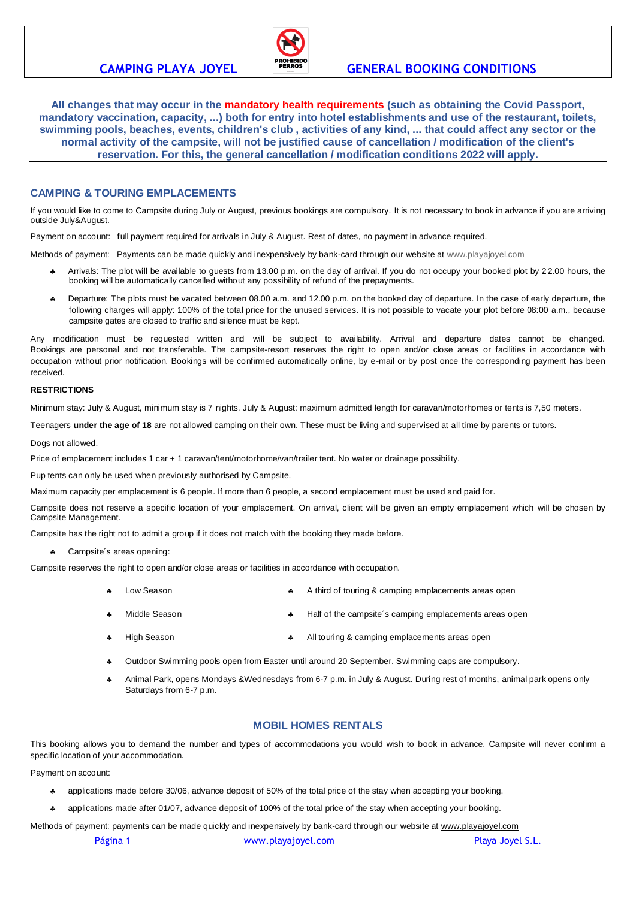**CAMPING PLAYA JOYEL** PROHIBIDO PERROS **GENERAL BOOKING CONDITIONS**

**All changes that may occur in the mandatory health requirements (such as obtaining the Covid Passport, mandatory vaccination, capacity, ...) both for entry into hotel establishments and use of the restaurant, toilets, swimming pools, beaches, events, children's club , activities of any kind, ... that could affect any sector or the normal activity of the campsite, will not be justified cause of cancellation / modification of the client's reservation. For this, the general cancellation / modification conditions 2022 will apply.**

## CAMPING & TOURING EMPLACEMENTS

If you would like to come to Campsite during July or August, previous bookings are compulsory. It is not necessary to book in advance if you are arriving outside July&August.

Payment on account: full payment required for arrivals in July & August. Rest of dates, no payment in advance required.

Methods of payment: Payments can be made quickly and inexpensively by bank-card through our website at www.playajoyel.com

- Arrivals: The plot will be available to guests from 13.00 p.m. on the day of arrival. If you do not occupy your booked plot by 22.00 hours, the booking will be automatically cancelled without any possibility of refund of the prepayments.
- Departure: The plots must be vacated between 08.00 a.m. and 12.00 p.m. on the booked day of departure. In the case of early departure, the following charges will apply: 100% of the total price for the unused services. It is not possible to vacate your plot before 08:00 a.m., because campsite gates are closed to traffic and silence must be kept.

Any modification must be requested written and will be subject to availability. Arrival and departure dates cannot be changed. Bookings are personal and not transferable. The campsite-resort reserves the right to open and/or close areas or facilities in accordance with occupation without prior notification. Bookings will be confirmed automatically online, by e-mail or by post once the corresponding payment has been received.

**RESTRICTIONS**

Minimum stay: July & August, minimum stay is 7 nights. July & August: maximum admitted length for caravan/motorhomes or tents is 7,50 meters.

Teenagers **under the age of 18** are not allowed camping on their own. These must be living and supervised at all time by parents or tutors.

Dogs not allowed.

Price of emplacement includes 1 car + 1 caravan/tent/motorhome/van/trailer tent. No water or drainage possibility.

Pup tents can only be used when previously authorised by Campsite.

Maximum capacity per emplacement is 6 people. If more than 6 people, a second emplacement must be used and paid for.

Campsite does not reserve a specific location of your emplacement. On arrival, client will be given an empty emplacement which will be chosen by Campsite Management.

Campsite has the right not to admit a group if it does not match with the booking they made before.

- Campsite´s areas opening:

Campsite reserves the right to open and/or close areas or facilities in accordance with occupation.

| | |
|---|---|
| Low Season | A third of touring & camping emplacements areas open |
| Middle Season | Half of the campsite´s camping emplacements areas open |
| High Season | All touring & camping emplacements areas open |

- Outdoor Swimming pools open from Easter until around 20 September. Swimming caps are compulsory.
- Animal Park, opens Mondays &Wednesdays from 6-7 p.m. in July & August. During rest of months, animal park opens only Saturdays from 6-7 p.m.

## MOBIL HOMES RENTALS

This booking allows you to demand the number and types of accommodations you would wish to book in advance. Campsite will never confirm a specific location of your accommodation.

Payment on account:

- applications made before 30/06, advance deposit of 50% of the total price of the stay when accepting your booking.
- applications made after 01/07, advance deposit of 100% of the total price of the stay when accepting your booking.

Methods of payment: payments can be made quickly and inexpensively by bank-card through our website at www.playajoyel.com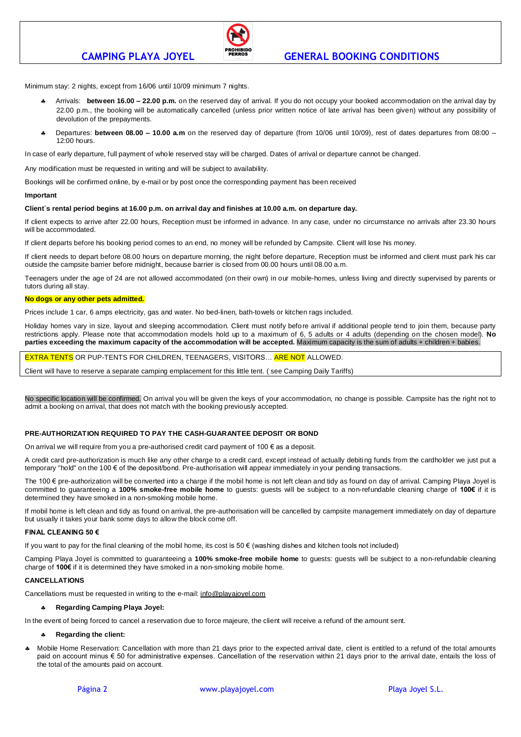Minimum stay: 2 nights, except from 16/06 until 10/09 minimum 7 nights.

- Arrivals: **between 16.00 – 22.00 p.m.** on the reserved day of arrival. If you do not occupy your booked accommodation on the arrival day by 22.00 p.m., the booking will be automatically cancelled (unless prior written notice of late arrival has been given) without any possibility of devolution of the prepayments.
- Departures: **between 08.00 – 10.00 a.m** on the reserved day of departure (from 10/06 until 10/09), rest of dates departures from 08:00 – 12:00 hours.

In case of early departure, full payment of whole reserved stay will be charged. Dates of arrival or departure cannot be changed.

Any modification must be requested in writing and will be subject to availability.

Bookings will be confirmed online, by e-mail or by post once the corresponding payment has been received

**Important**

**Client´s rental period begins at 16.00 p.m. on arrival day and finishes at 10.00 a.m. on departure day.**

If client expects to arrive after 22.00 hours, Reception must be informed in advance. In any case, under no circumstance no arrivals after 23.30 hours will be accommodated.

If client departs before his booking period comes to an end, no money will be refunded by Campsite. Client will lose his money.

If client needs to depart before 08.00 hours on departure morning, the night before departure, Reception must be informed and client must park his car outside the campsite barrier before midnight, because barrier is closed from 00.00 hours until 08.00 a.m.

Teenagers under the age of 24 are not allowed accommodated (on their own) in our mobile-homes, unless living and directly supervised by parents or tutors during all stay.

**No dogs or any other pets admitted.**

Prices include 1 car, 6 amps electricity, gas and water. No bed-linen, bath-towels or kitchen rags included.

Holiday homes vary in size, layout and sleeping accommodation. Client must notify before arrival if additional people tend to join them, because party restrictions apply. Please note that accommodation models hold up to a maximum of 6, 5 adults or 4 adults (depending on the chosen model). **No parties exceeding the maximum capacity of the accommodation will be accepted.** Maximum capacity is the sum of adults + children + babies.

EXTRA TENTS OR PUP-TENTS FOR CHILDREN, TEENAGERS, VISITORS… ARE NOT ALLOWED.

Client will have to reserve a separate camping emplacement for this little tent. ( see Camping Daily Tariffs)

No specific location will be confirmed. On arrival you will be given the keys of your accommodation, no change is possible. Campsite has the right not to admit a booking on arrival, that does not match with the booking previously accepted.

**PRE-AUTHORIZATION REQUIRED TO PAY THE CASH-GUARANTEE DEPOSIT OR BOND**

On arrival we will require from you a pre-authorised credit card payment of 100 € as a deposit.

A credit card pre-authorization is much like any other charge to a credit card, except instead of actually debiting funds from the cardholder we just put a temporary "hold" on the 100 € of the deposit/bond. Pre-authorisation will appear immediately in your pending transactions.

The 100 € pre-authorization will be converted into a charge if the mobil home is not left clean and tidy as found on day of arrival. Camping Playa Joyel is committed to guaranteeing a **100% smoke-free mobile home** to guests: guests will be subject to a non-refundable cleaning charge of **100€** if it is determined they have smoked in a non-smoking mobile home.

If mobil home is left clean and tidy as found on arrival, the pre-authorisation will be cancelled by campsite management immediately on day of departure but usually it takes your bank some days to allow the block come off.

**FINAL CLEANING 50 €**

If you want to pay for the final cleaning of the mobil home, its cost is 50 € (washing dishes and kitchen tools not included)

Camping Playa Joyel is committed to guaranteeing a **100% smoke-free mobile home** to guests: guests will be subject to a non-refundable cleaning charge of **100€** if it is determined they have smoked in a non-smoking mobile home.

**CANCELLATIONS**

Cancellations must be requested in writing to the e-mail: info@playajoyel.com

- **Regarding Camping Playa Joyel:**

In the event of being forced to cancel a reservation due to force majeure, the client will receive a refund of the amount sent.

- **Regarding the client:**

- Mobile Home Reservation: Cancellation with more than 21 days prior to the expected arrival date, client is entitled to a refund of the total amounts paid on account minus € 50 for administrative expenses. Cancellation of the reservation within 21 days prior to the arrival date, entails the loss of the total of the amounts paid on account.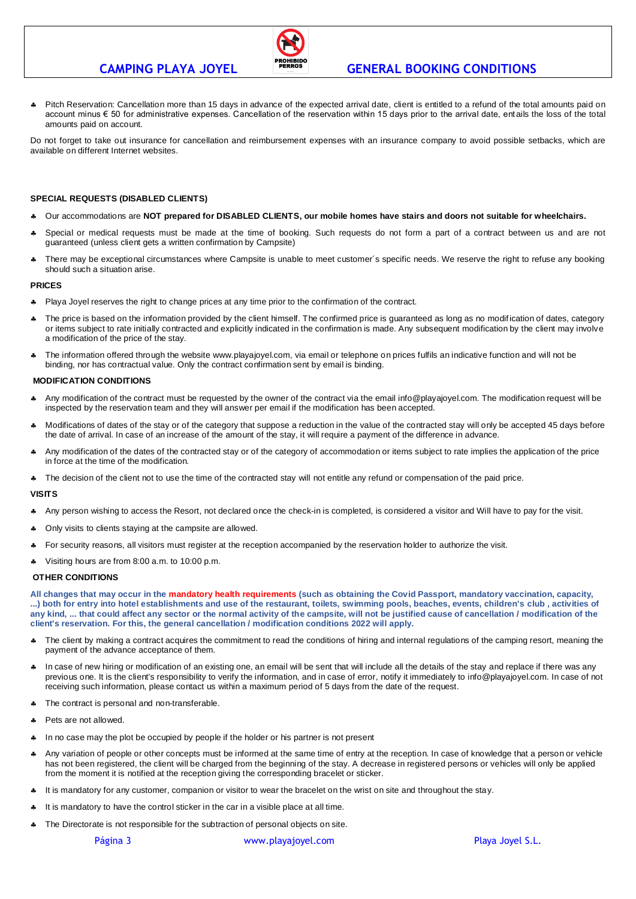- Pitch Reservation: Cancellation more than 15 days in advance of the expected arrival date, client is entitled to a refund of the total amounts paid on account minus € 50 for administrative expenses. Cancellation of the reservation within 15 days prior to the arrival date, entails the loss of the total amounts paid on account.

Do not forget to take out insurance for cancellation and reimbursement expenses with an insurance company to avoid possible setbacks, which are available on different Internet websites.

**SPECIAL REQUESTS (DISABLED CLIENTS)**

- Our accommodations are **NOT prepared for DISABLED CLIENTS, our mobile homes have stairs and doors not suitable for wheelchairs.**
- Special or medical requests must be made at the time of booking. Such requests do not form a part of a contract between us and are not guaranteed (unless client gets a written confirmation by Campsite)
- There may be exceptional circumstances where Campsite is unable to meet customer´s specific needs. We reserve the right to refuse any booking should such a situation arise.

**PRICES**

- Playa Joyel reserves the right to change prices at any time prior to the confirmation of the contract.
- The price is based on the information provided by the client himself. The confirmed price is guaranteed as long as no modification of dates, category or items subject to rate initially contracted and explicitly indicated in the confirmation is made. Any subsequent modification by the client may involve a modification of the price of the stay.
- The information offered through the website www.playajoyel.com, via email or telephone on prices fulfils an indicative function and will not be binding, nor has contractual value. Only the contract confirmation sent by email is binding.

**MODIFICATION CONDITIONS**

- Any modification of the contract must be requested by the owner of the contract via the email info@playajoyel.com. The modification request will be inspected by the reservation team and they will answer per email if the modification has been accepted.
- Modifications of dates of the stay or of the category that suppose a reduction in the value of the contracted stay will only be accepted 45 days before the date of arrival. In case of an increase of the amount of the stay, it will require a payment of the difference in advance.
- Any modification of the dates of the contracted stay or of the category of accommodation or items subject to rate implies the application of the price in force at the time of the modification.
- The decision of the client not to use the time of the contracted stay will not entitle any refund or compensation of the paid price.

**VISITS**

- Any person wishing to access the Resort, not declared once the check-in is completed, is considered a visitor and Will have to pay for the visit.
- Only visits to clients staying at the campsite are allowed.
- For security reasons, all visitors must register at the reception accompanied by the reservation holder to authorize the visit.
- Visiting hours are from 8:00 a.m. to 10:00 p.m.

**OTHER CONDITIONS**

**All changes that may occur in the mandatory health requirements (such as obtaining the Covid Passport, mandatory vaccination, capacity, ...) both for entry into hotel establishments and use of the restaurant, toilets, swimming pools, beaches, events, children's club , activities of any kind, ... that could affect any sector or the normal activity of the campsite, will not be justified cause of cancellation / modification of the client's reservation. For this, the general cancellation / modification conditions 2022 will apply.**

- The client by making a contract acquires the commitment to read the conditions of hiring and internal regulations of the camping resort, meaning the payment of the advance acceptance of them.
- In case of new hiring or modification of an existing one, an email will be sent that will include all the details of the stay and replace if there was any previous one. It is the client's responsibility to verify the information, and in case of error, notify it immediately to info@playajoyel.com. In case of not receiving such information, please contact us within a maximum period of 5 days from the date of the request.
- The contract is personal and non-transferable.
- Pets are not allowed.
- In no case may the plot be occupied by people if the holder or his partner is not present
- Any variation of people or other concepts must be informed at the same time of entry at the reception. In case of knowledge that a person or vehicle has not been registered, the client will be charged from the beginning of the stay. A decrease in registered persons or vehicles will only be applied from the moment it is notified at the reception giving the corresponding bracelet or sticker.
- It is mandatory for any customer, companion or visitor to wear the bracelet on the wrist on site and throughout the stay.
- It is mandatory to have the control sticker in the car in a visible place at all time.
- The Directorate is not responsible for the subtraction of personal objects on site.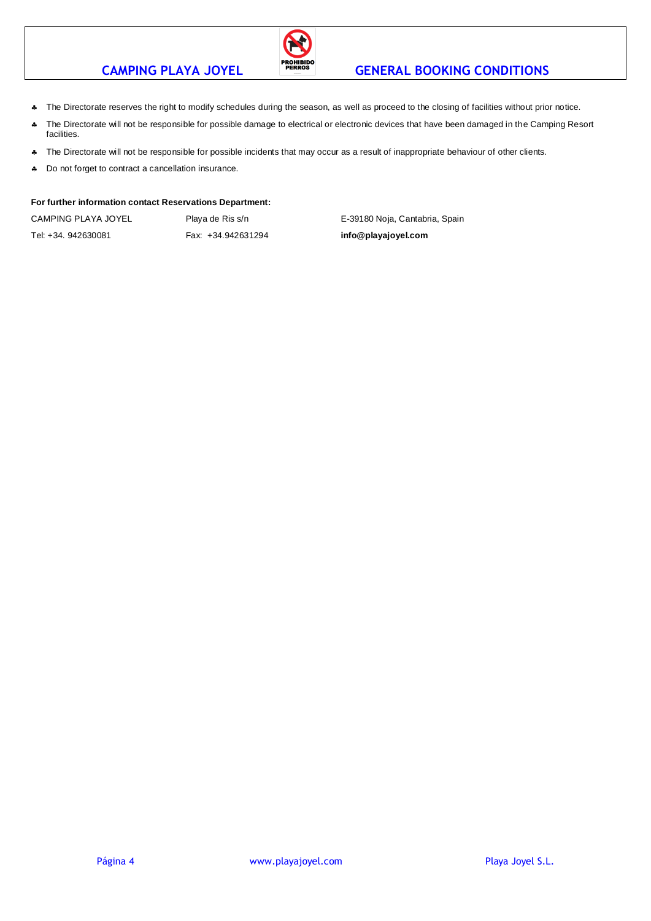- The Directorate reserves the right to modify schedules during the season, as well as proceed to the closing of facilities without prior notice.
- The Directorate will not be responsible for possible damage to electrical or electronic devices that have been damaged in the Camping Resort facilities.
- The Directorate will not be responsible for possible incidents that may occur as a result of inappropriate behaviour of other clients.
- Do not forget to contract a cancellation insurance.

**For further information contact Reservations Department:**

| | | |
|---|---|---|
| CAMPING PLAYA JOYEL | Playa de Ris s/n | E-39180 Noja, Cantabria, Spain |
| Tel: +34. 942630081 | Fax: +34.942631294 | **info@playajoyel.com** |